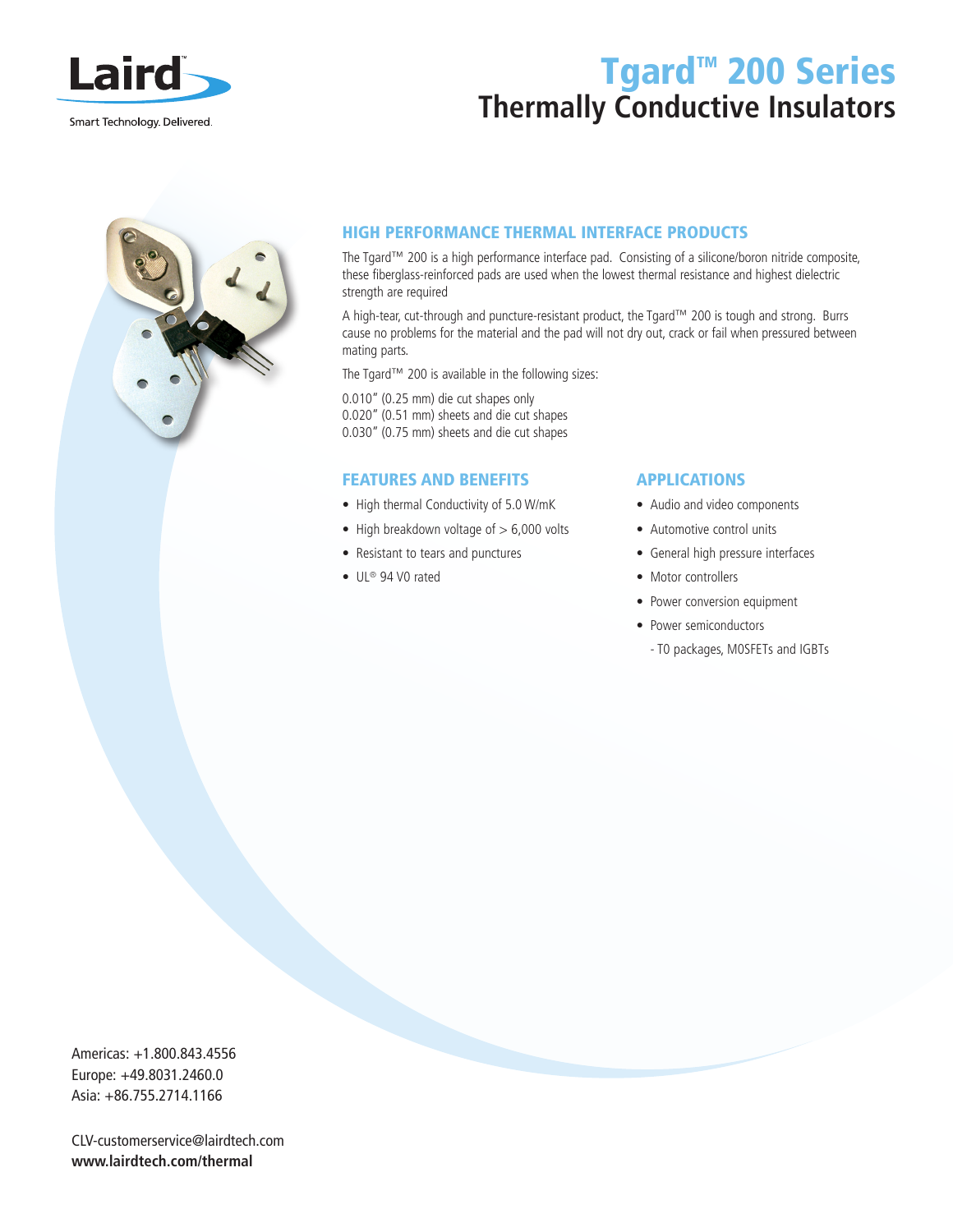Laird

Smart Technology. Delivered.

# Tgard™ 200 Series
## Thermally Conductive Insulators

### HIGH PERFORMANCE THERMAL INTERFACE PRODUCTS

The Tgard™ 200 is a high performance interface pad. Consisting of a silicone/boron nitride composite, these fiberglass-reinforced pads are used when the lowest thermal resistance and highest dielectric strength are required

A high-tear, cut-through and puncture-resistant product, the Tgard™ 200 is tough and strong. Burrs cause no problems for the material and the pad will not dry out, crack or fail when pressured between mating parts.

The Tgard™ 200 is available in the following sizes:

0.010" (0.25 mm) die cut shapes only
0.020" (0.51 mm) sheets and die cut shapes
0.030" (0.75 mm) sheets and die cut shapes

### FEATURES AND BENEFITS

- High thermal Conductivity of 5.0 W/mK
- High breakdown voltage of > 6,000 volts
- Resistant to tears and punctures
- UL® 94 V0 rated

### APPLICATIONS

- Audio and video components
- Automotive control units
- General high pressure interfaces
- Motor controllers
- Power conversion equipment
- Power semiconductors
  - T0 packages, MOSFETs and IGBTs

Americas: +1.800.843.4556
Europe: +49.8031.2460.0
Asia: +86.755.2714.1166

CLV-customerservice@lairdtech.com
**www.lairdtech.com/thermal**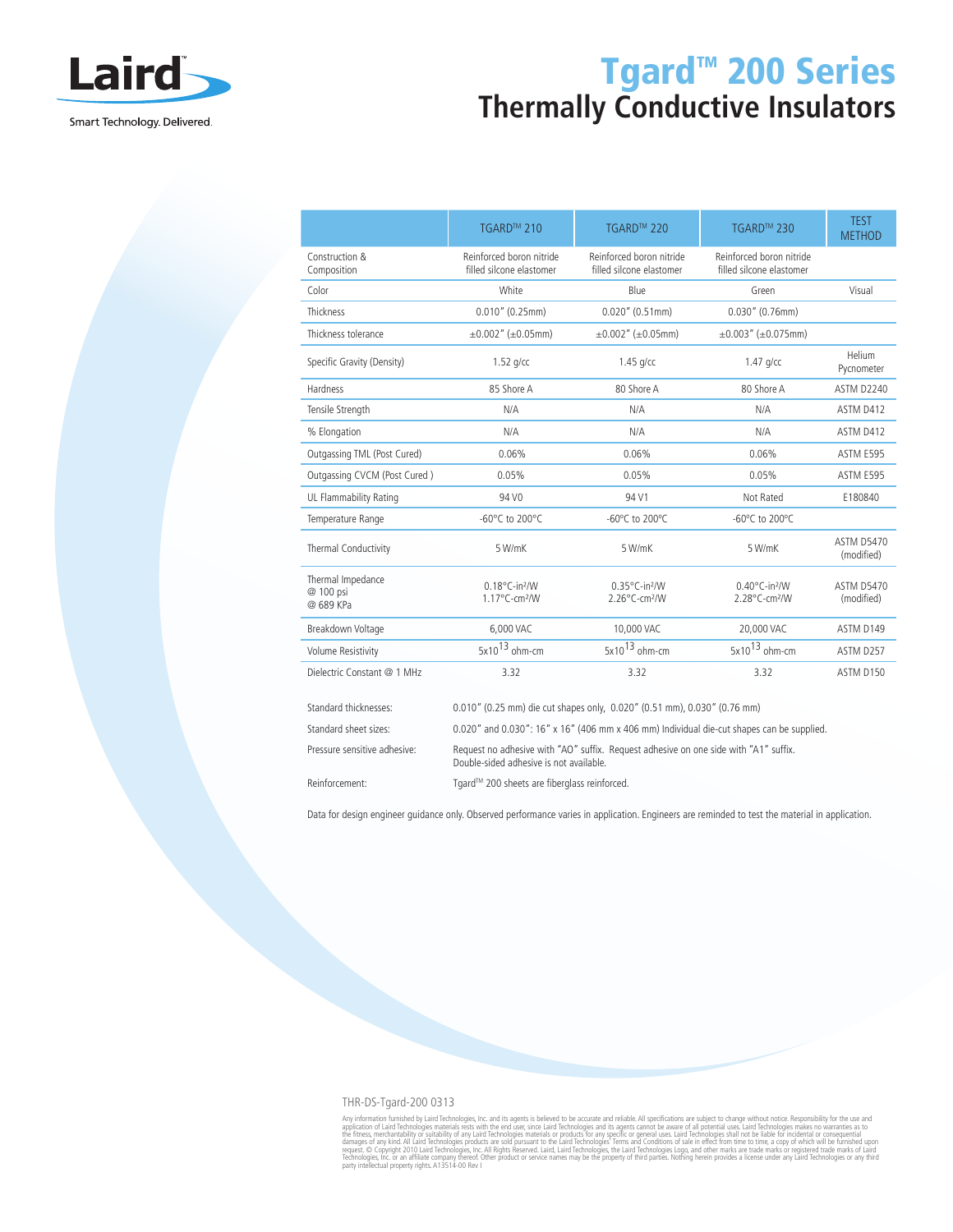Laird

Smart Technology. Delivered.

# Tgard™ 200 Series
## Thermally Conductive Insulators

| | TGARD™ 210 | TGARD™ 220 | TGARD™ 230 | TEST METHOD |
|---|---|---|---|---|
| Construction & Composition | Reinforced boron nitride filled silcone elastomer | Reinforced boron nitride filled silcone elastomer | Reinforced boron nitride filled silcone elastomer | |
| Color | White | Blue | Green | Visual |
| Thickness | 0.010" (0.25mm) | 0.020" (0.51mm) | 0.030" (0.76mm) | |
| Thickness tolerance | ±0.002" (±0.05mm) | ±0.002" (±0.05mm) | ±0.003" (±0.075mm) | |
| Specific Gravity (Density) | 1.52 g/cc | 1.45 g/cc | 1.47 g/cc | Helium Pycnometer |
| Hardness | 85 Shore A | 80 Shore A | 80 Shore A | ASTM D2240 |
| Tensile Strength | N/A | N/A | N/A | ASTM D412 |
| % Elongation | N/A | N/A | N/A | ASTM D412 |
| Outgassing TML (Post Cured) | 0.06% | 0.06% | 0.06% | ASTM E595 |
| Outgassing CVCM (Post Cured ) | 0.05% | 0.05% | 0.05% | ASTM E595 |
| UL Flammability Rating | 94 V0 | 94 V1 | Not Rated | E180840 |
| Temperature Range | -60ºC to 200ºC | -60ºC to 200ºC | -60ºC to 200ºC | |
| Thermal Conductivity | 5 W/mK | 5 W/mK | 5 W/mK | ASTM D5470 (modified) |
| Thermal Impedance @ 100 psi @ 689 KPa | 0.18°C-in²/W 1.17°C-cm²/W | 0.35°C-in²/W 2.26°C-cm²/W | 0.40°C-in²/W 2.28°C-cm²/W | ASTM D5470 (modified) |
| Breakdown Voltage | 6,000 VAC | 10,000 VAC | 20,000 VAC | ASTM D149 |
| Volume Resistivity | $5 \times 10^{13}$ ohm-cm | $5 \times 10^{13}$ ohm-cm | $5 \times 10^{13}$ ohm-cm | ASTM D257 |
| Dielectric Constant @ 1 MHz | 3.32 | 3.32 | 3.32 | ASTM D150 |

| | |
|---|---|
| Standard thicknesses: | 0.010" (0.25 mm) die cut shapes only, 0.020" (0.51 mm), 0.030" (0.76 mm) |
| Standard sheet sizes: | 0.020" and 0.030": 16" x 16" (406 mm x 406 mm) Individual die-cut shapes can be supplied. |
| Pressure sensitive adhesive: | Request no adhesive with "AO" suffix. Request adhesive on one side with "A1" suffix. Double-sided adhesive is not available. |
| Reinforcement: | Tgard™ 200 sheets are fiberglass reinforced. |

Data for design engineer guidance only. Observed performance varies in application. Engineers are reminded to test the material in application.

THR-DS-Tgard-200 0313

Any information furnished by Laird Technologies, Inc. and its agents is believed to be accurate and reliable. All specifications are subject to change without notice. Responsibility for the use and application of Laird Technologies materials rests with the end user, since Laird Technologies and its agents cannot be aware of all potential uses. Laird Technologies makes no warranties as to the fitness, merchantability or suitability of any Laird Technologies materials or products for any specific or general uses. Laird Technologies shall not be liable for incidental or consequential damages of any kind. All Laird Technologies products are sold pursuant to the Laird Technologies' Terms and Conditions of sale in effect from time to time, a copy of which will be furnished upon request. © Copyright 2010 Laird Technologies, Inc. All Rights Reserved. Laird, Laird Technologies, the Laird Technologies Logo, and other marks are trade marks or registered trade marks of Laird Technologies, Inc. or an affiliate company thereof. Other product or service names may be the property of third parties. Nothing herein provides a license under any Laird Technologies or any third party intellectual property rights. A13514-00 Rev I